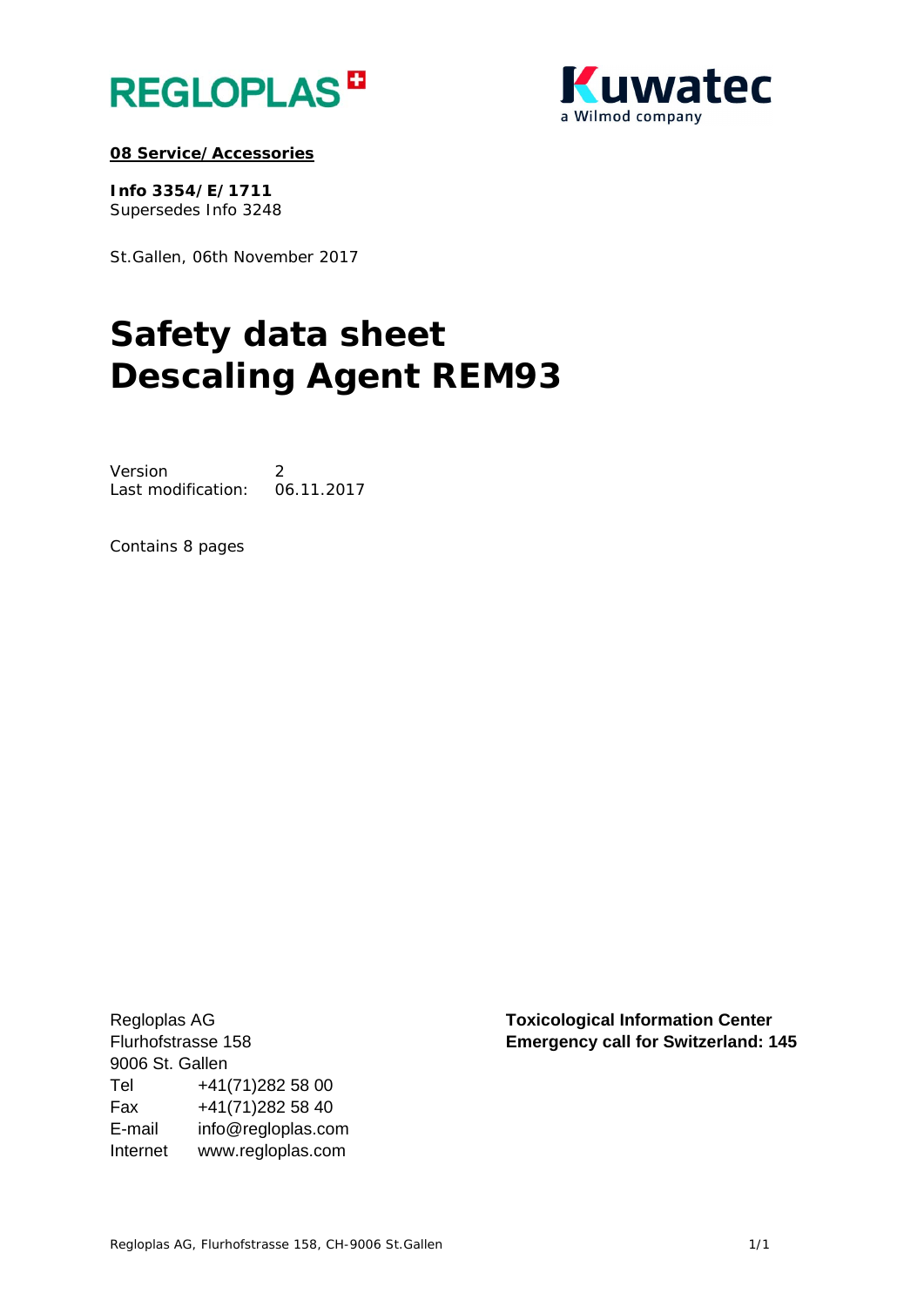REGLOPLAS

Kuwatec
a Wilmod company

**08 Service/Accessories**

**Info 3354/E/1711**
Supersedes Info 3248

St.Gallen, 06th November 2017

# Safety data sheet
# Descaling Agent REM93

| Version | 2 |
| --- | --- |
| Last modification: | 06.11.2017 |

Contains 8 pages

Regloplas AG
Flurhofstrasse 158
9006 St. Gallen

| Tel | +41(71)282 58 00 |
| --- | --- |
| Fax | +41(71)282 58 40 |
| E-mail | info@regloplas.com |
| Internet | www.regloplas.com |

**Toxicological Information Center**
**Emergency call for Switzerland: 145**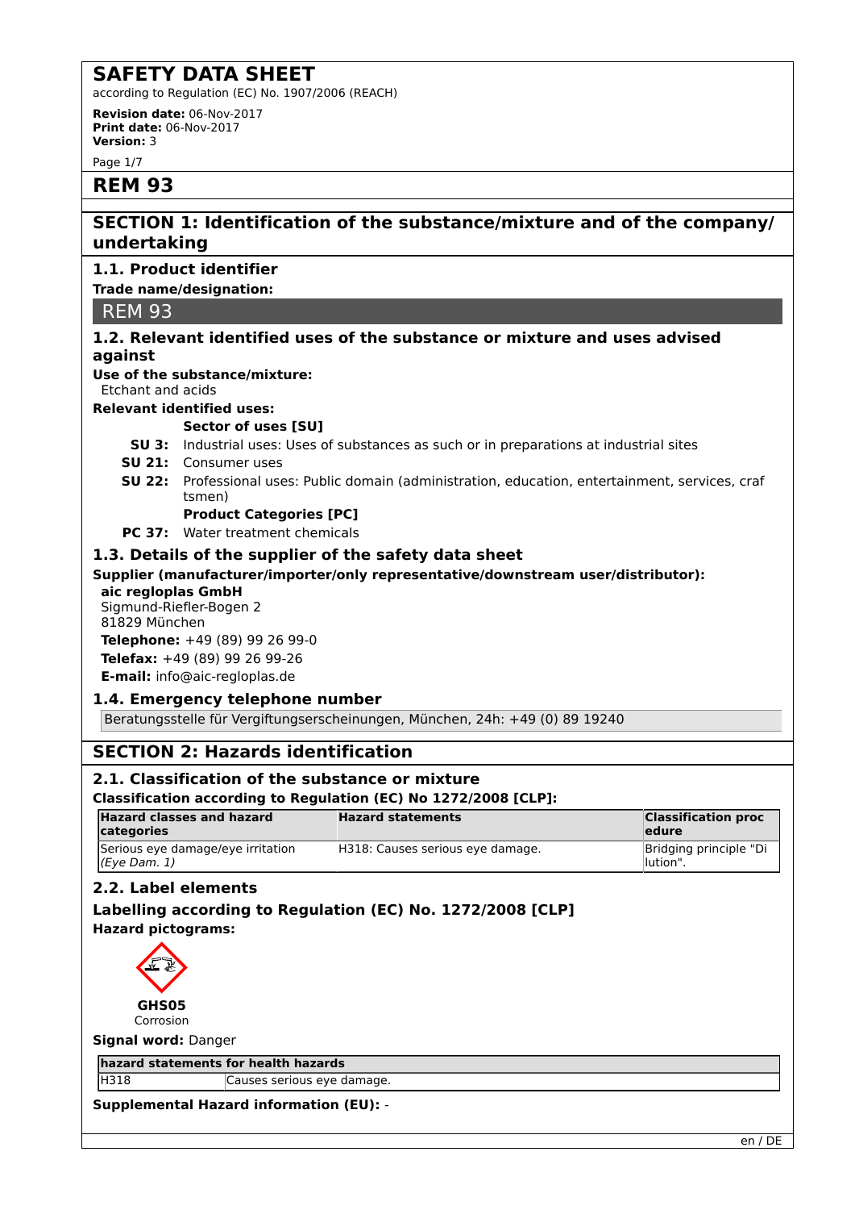# SAFETY DATA SHEET

according to Regulation (EC) No. 1907/2006 (REACH)

**Revision date:** 06-Nov-2017
**Print date:** 06-Nov-2017
**Version:** 3

# REM 93

## SECTION 1: Identification of the substance/mixture and of the company/ undertaking

### 1.1. Product identifier

**Trade name/designation:**

REM 93

### 1.2. Relevant identified uses of the substance or mixture and uses advised against

**Use of the substance/mixture:**
Etchant and acids

**Relevant identified uses:**

**Sector of uses [SU]**

- **SU 3:** Industrial uses: Uses of substances as such or in preparations at industrial sites
- **SU 21:** Consumer uses
- **SU 22:** Professional uses: Public domain (administration, education, entertainment, services, craftsmen)

**Product Categories [PC]**

- **PC 37:** Water treatment chemicals

### 1.3. Details of the supplier of the safety data sheet

**Supplier (manufacturer/importer/only representative/downstream user/distributor):**

**aic regloplas GmbH**
Sigmund-Riefler-Bogen 2
81829 München
**Telephone:** +49 (89) 99 26 99-0
**Telefax:** +49 (89) 99 26 99-26
**E-mail:** info@aic-regloplas.de

### 1.4. Emergency telephone number

Beratungsstelle für Vergiftungserscheinungen, München, 24h: +49 (0) 89 19240

## SECTION 2: Hazards identification

### 2.1. Classification of the substance or mixture

**Classification according to Regulation (EC) No 1272/2008 [CLP]:**

| Hazard classes and hazard categories | Hazard statements | Classification procedure |
|---|---|---|
| Serious eye damage/eye irritation *(Eye Dam. 1)* | H318: Causes serious eye damage. | Bridging principle "Dilution". |

### 2.2. Label elements

### Labelling according to Regulation (EC) No. 1272/2008 [CLP]

**Hazard pictograms:**

**GHS05**
Corrosion

**Signal word:** Danger

| hazard statements for health hazards | |
|---|---|
| H318 | Causes serious eye damage. |

**Supplemental Hazard information (EU):** -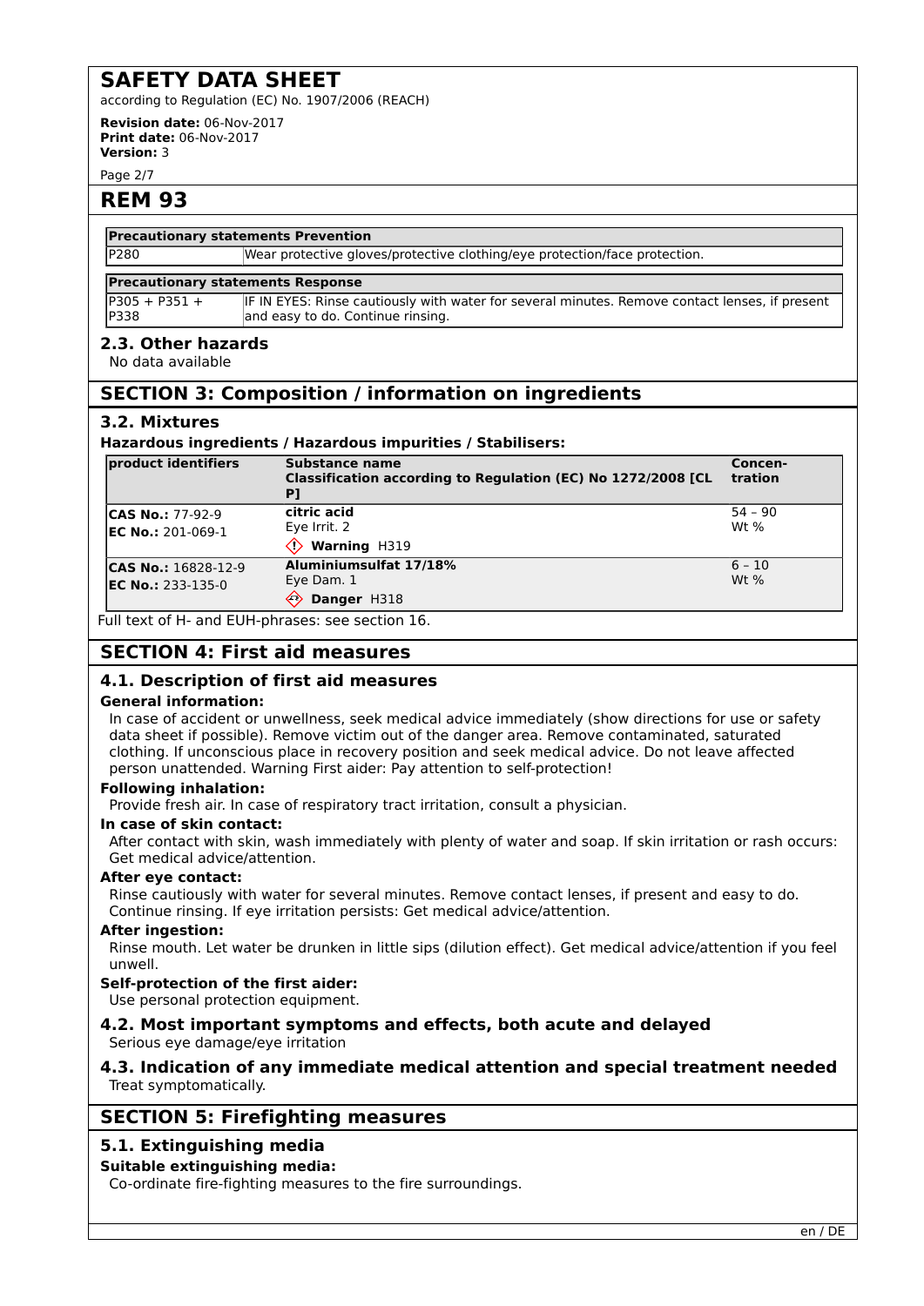## REM 93

| Precautionary statements Prevention | |
|---|---|
| P280 | Wear protective gloves/protective clothing/eye protection/face protection. |

| Precautionary statements Response | |
|---|---|
| P305 + P351 + P338 | IF IN EYES: Rinse cautiously with water for several minutes. Remove contact lenses, if present and easy to do. Continue rinsing. |

### 2.3. Other hazards

No data available

## SECTION 3: Composition / information on ingredients

### 3.2. Mixtures

**Hazardous ingredients / Hazardous impurities / Stabilisers:**

| product identifiers | Substance name<br>Classification according to Regulation (EC) No 1272/2008 [CLP] | Concentration |
|---|---|---|
| **CAS No.:** 77-92-9<br>**EC No.:** 201-069-1 | **citric acid**<br>Eye Irrit. 2<br>**Warning** H319 | 54 – 90 Wt % |
| **CAS No.:** 16828-12-9<br>**EC No.:** 233-135-0 | **Aluminiumsulfat 17/18%**<br>Eye Dam. 1<br>**Danger** H318 | 6 – 10 Wt % |

Full text of H- and EUH-phrases: see section 16.

## SECTION 4: First aid measures

### 4.1. Description of first aid measures

**General information:**

In case of accident or unwellness, seek medical advice immediately (show directions for use or safety data sheet if possible). Remove victim out of the danger area. Remove contaminated, saturated clothing. If unconscious place in recovery position and seek medical advice. Do not leave affected person unattended. Warning First aider: Pay attention to self-protection!

**Following inhalation:**

Provide fresh air. In case of respiratory tract irritation, consult a physician.

**In case of skin contact:**

After contact with skin, wash immediately with plenty of water and soap. If skin irritation or rash occurs: Get medical advice/attention.

**After eye contact:**

Rinse cautiously with water for several minutes. Remove contact lenses, if present and easy to do. Continue rinsing. If eye irritation persists: Get medical advice/attention.

**After ingestion:**

Rinse mouth. Let water be drunken in little sips (dilution effect). Get medical advice/attention if you feel unwell.

**Self-protection of the first aider:**

Use personal protection equipment.

### 4.2. Most important symptoms and effects, both acute and delayed

Serious eye damage/eye irritation

### 4.3. Indication of any immediate medical attention and special treatment needed

Treat symptomatically.

## SECTION 5: Firefighting measures

### 5.1. Extinguishing media

**Suitable extinguishing media:**

Co-ordinate fire-fighting measures to the fire surroundings.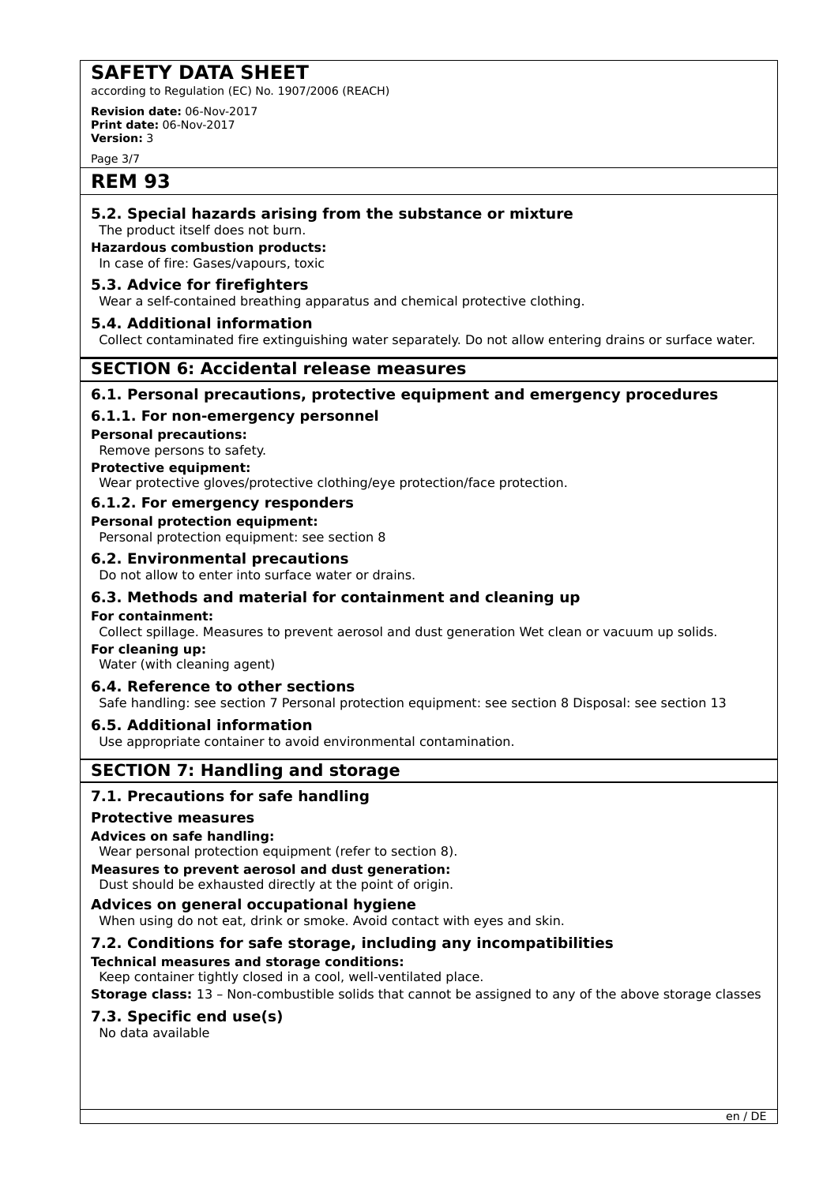### 5.2. Special hazards arising from the substance or mixture

The product itself does not burn.

**Hazardous combustion products:**

In case of fire: Gases/vapours, toxic

### 5.3. Advice for firefighters

Wear a self-contained breathing apparatus and chemical protective clothing.

### 5.4. Additional information

Collect contaminated fire extinguishing water separately. Do not allow entering drains or surface water.

## SECTION 6: Accidental release measures

### 6.1. Personal precautions, protective equipment and emergency procedures

#### 6.1.1. For non-emergency personnel

**Personal precautions:**

Remove persons to safety.

**Protective equipment:**

Wear protective gloves/protective clothing/eye protection/face protection.

#### 6.1.2. For emergency responders

**Personal protection equipment:**

Personal protection equipment: see section 8

### 6.2. Environmental precautions

Do not allow to enter into surface water or drains.

### 6.3. Methods and material for containment and cleaning up

**For containment:**

Collect spillage. Measures to prevent aerosol and dust generation Wet clean or vacuum up solids.

**For cleaning up:**

Water (with cleaning agent)

### 6.4. Reference to other sections

Safe handling: see section 7 Personal protection equipment: see section 8 Disposal: see section 13

### 6.5. Additional information

Use appropriate container to avoid environmental contamination.

## SECTION 7: Handling and storage

### 7.1. Precautions for safe handling

#### Protective measures

**Advices on safe handling:**

Wear personal protection equipment (refer to section 8).

**Measures to prevent aerosol and dust generation:**

Dust should be exhausted directly at the point of origin.

#### Advices on general occupational hygiene

When using do not eat, drink or smoke. Avoid contact with eyes and skin.

### 7.2. Conditions for safe storage, including any incompatibilities

**Technical measures and storage conditions:**

Keep container tightly closed in a cool, well-ventilated place.

**Storage class:** 13 – Non-combustible solids that cannot be assigned to any of the above storage classes

### 7.3. Specific end use(s)

No data available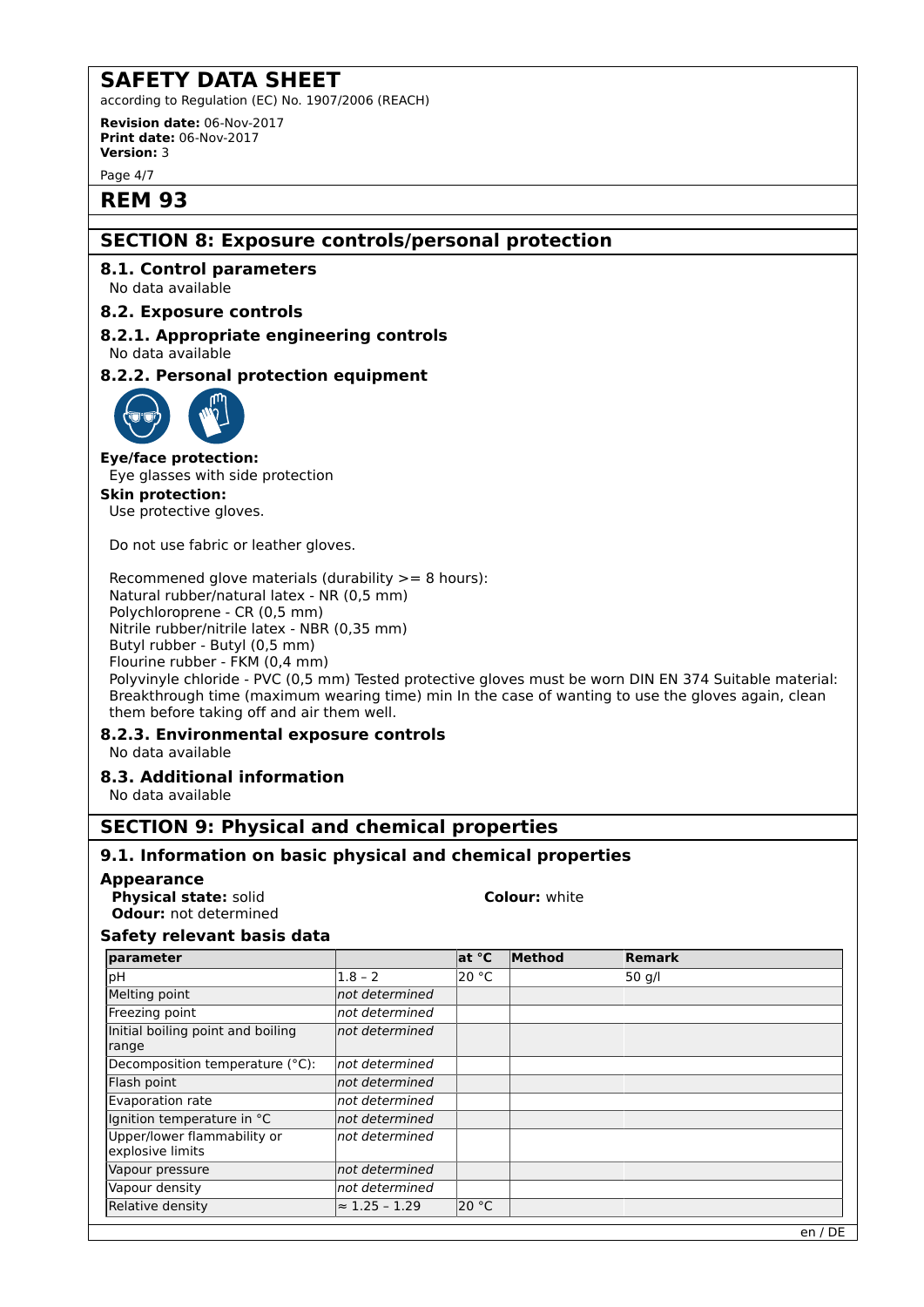# REM 93

## SECTION 8: Exposure controls/personal protection

### 8.1. Control parameters

No data available

### 8.2. Exposure controls

### 8.2.1. Appropriate engineering controls

No data available

### 8.2.2. Personal protection equipment

**Eye/face protection:**

Eye glasses with side protection

**Skin protection:**

Use protective gloves.

Do not use fabric or leather gloves.

Recommened glove materials (durability >= 8 hours):
Natural rubber/natural latex - NR (0,5 mm)
Polychloroprene - CR (0,5 mm)
Nitrile rubber/nitrile latex - NBR (0,35 mm)
Butyl rubber - Butyl (0,5 mm)
Flourine rubber - FKM (0,4 mm)
Polyvinyle chloride - PVC (0,5 mm) Tested protective gloves must be worn DIN EN 374 Suitable material: Breakthrough time (maximum wearing time) min In the case of wanting to use the gloves again, clean them before taking off and air them well.

### 8.2.3. Environmental exposure controls

No data available

### 8.3. Additional information

No data available

## SECTION 9: Physical and chemical properties

### 9.1. Information on basic physical and chemical properties

**Appearance**

**Physical state:** solid
**Colour:** white
**Odour:** not determined

**Safety relevant basis data**

| parameter | | at °C | Method | Remark |
|---|---|---|---|---|
| pH | 1.8 – 2 | 20 °C | | 50 g/l |
| Melting point | *not determined* | | | |
| Freezing point | *not determined* | | | |
| Initial boiling point and boiling range | *not determined* | | | |
| Decomposition temperature (°C): | *not determined* | | | |
| Flash point | *not determined* | | | |
| Evaporation rate | *not determined* | | | |
| Ignition temperature in °C | *not determined* | | | |
| Upper/lower flammability or explosive limits | *not determined* | | | |
| Vapour pressure | *not determined* | | | |
| Vapour density | *not determined* | | | |
| Relative density | ≈ 1.25 – 1.29 | 20 °C | | |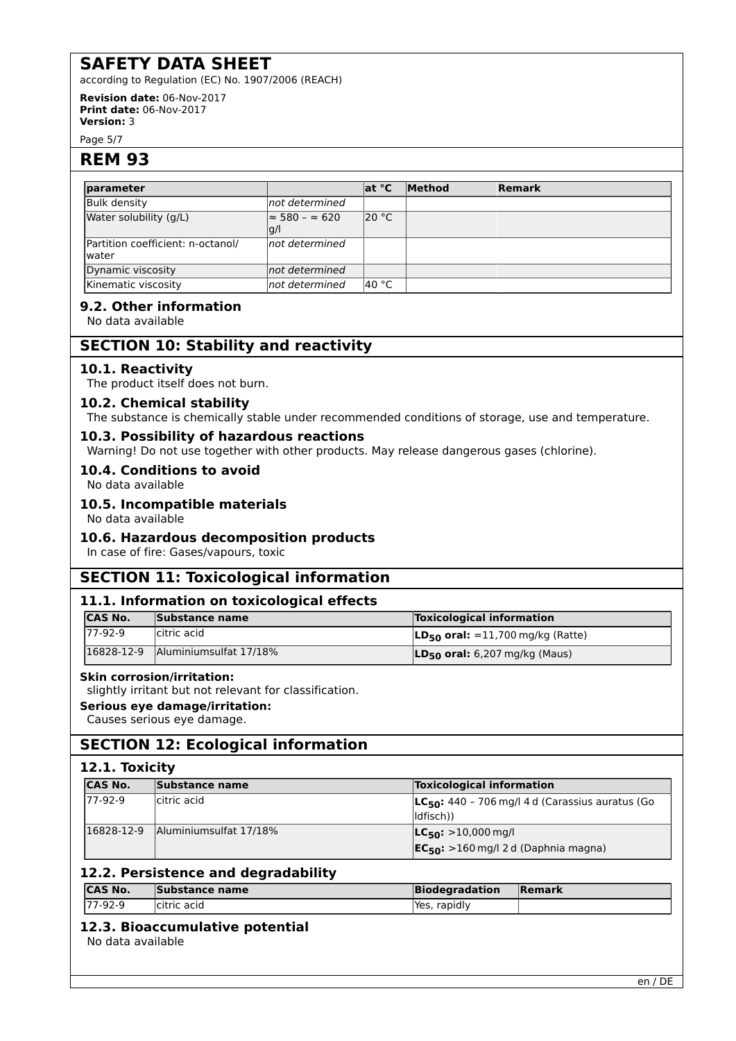| parameter | | at °C | Method | Remark |
|---|---|---|---|---|
| Bulk density | *not determined* | | | |
| Water solubility (g/L) | ≈ 580 – ≈ 620 g/l | 20 °C | | |
| Partition coefficient: n-octanol/ water | *not determined* | | | |
| Dynamic viscosity | *not determined* | | | |
| Kinematic viscosity | *not determined* | 40 °C | | |

### 9.2. Other information

No data available

## SECTION 10: Stability and reactivity

### 10.1. Reactivity

The product itself does not burn.

### 10.2. Chemical stability

The substance is chemically stable under recommended conditions of storage, use and temperature.

### 10.3. Possibility of hazardous reactions

Warning! Do not use together with other products. May release dangerous gases (chlorine).

### 10.4. Conditions to avoid

No data available

### 10.5. Incompatible materials

No data available

### 10.6. Hazardous decomposition products

In case of fire: Gases/vapours, toxic

## SECTION 11: Toxicological information

### 11.1. Information on toxicological effects

| CAS No. | Substance name | Toxicological information |
|---|---|---|
| 77-92-9 | citric acid | **$LD_{50}$ oral:** =11,700 mg/kg (Ratte) |
| 16828-12-9 | Aluminiumsulfat 17/18% | **$LD_{50}$ oral:** 6,207 mg/kg (Maus) |

**Skin corrosion/irritation:**

slightly irritant but not relevant for classification.

**Serious eye damage/irritation:**

Causes serious eye damage.

## SECTION 12: Ecological information

### 12.1. Toxicity

| CAS No. | Substance name | Toxicological information |
|---|---|---|
| 77-92-9 | citric acid | **$LC_{50}$:** 440 – 706 mg/l 4 d (Carassius auratus (Goldfisch)) |
| 16828-12-9 | Aluminiumsulfat 17/18% | **$LC_{50}$:** >10,000 mg/l<br>**$EC_{50}$:** >160 mg/l 2 d (Daphnia magna) |

### 12.2. Persistence and degradability

| CAS No. | Substance name | Biodegradation | Remark |
|---|---|---|---|
| 77-92-9 | citric acid | Yes, rapidly | |

### 12.3. Bioaccumulative potential

No data available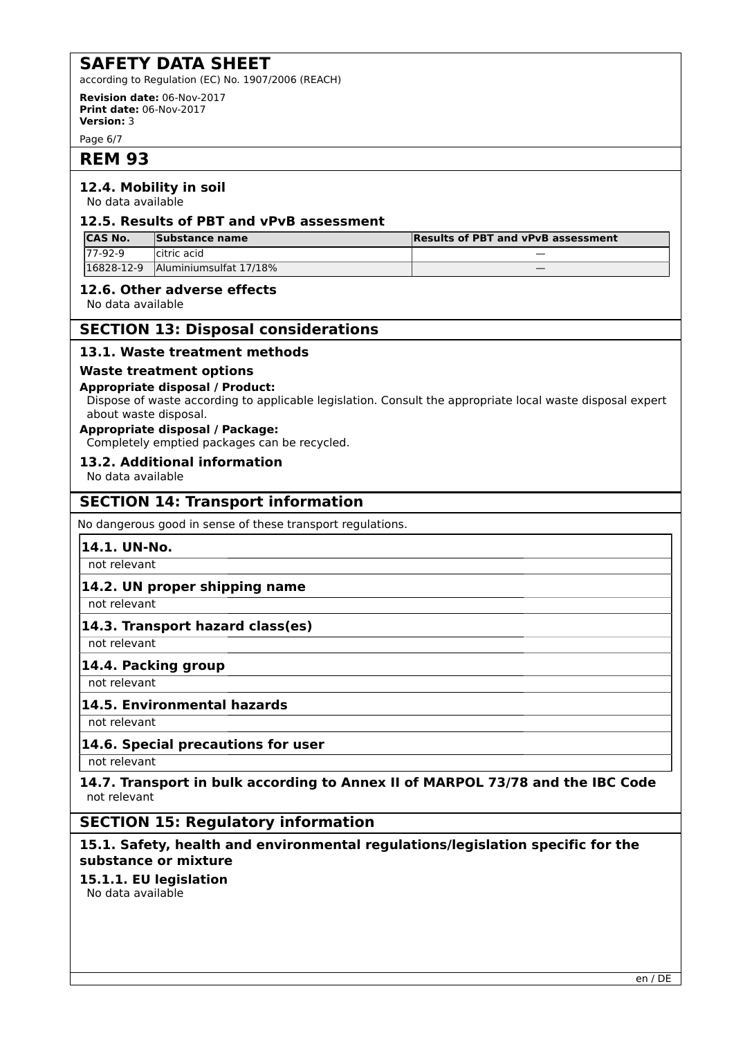# REM 93

### 12.4. Mobility in soil

No data available

### 12.5. Results of PBT and vPvB assessment

| CAS No. | Substance name | Results of PBT and vPvB assessment |
|---|---|---|
| 77-92-9 | citric acid | — |
| 16828-12-9 | Aluminiumsulfat 17/18% | — |

### 12.6. Other adverse effects

No data available

## SECTION 13: Disposal considerations

### 13.1. Waste treatment methods

#### Waste treatment options

**Appropriate disposal / Product:**

Dispose of waste according to applicable legislation. Consult the appropriate local waste disposal expert about waste disposal.

**Appropriate disposal / Package:**

Completely emptied packages can be recycled.

### 13.2. Additional information

No data available

## SECTION 14: Transport information

No dangerous good in sense of these transport regulations.

### 14.1. UN-No.

not relevant

### 14.2. UN proper shipping name

not relevant

### 14.3. Transport hazard class(es)

not relevant

### 14.4. Packing group

not relevant

### 14.5. Environmental hazards

not relevant

### 14.6. Special precautions for user

not relevant

### 14.7. Transport in bulk according to Annex II of MARPOL 73/78 and the IBC Code

not relevant

## SECTION 15: Regulatory information

### 15.1. Safety, health and environmental regulations/legislation specific for the substance or mixture

#### 15.1.1. EU legislation

No data available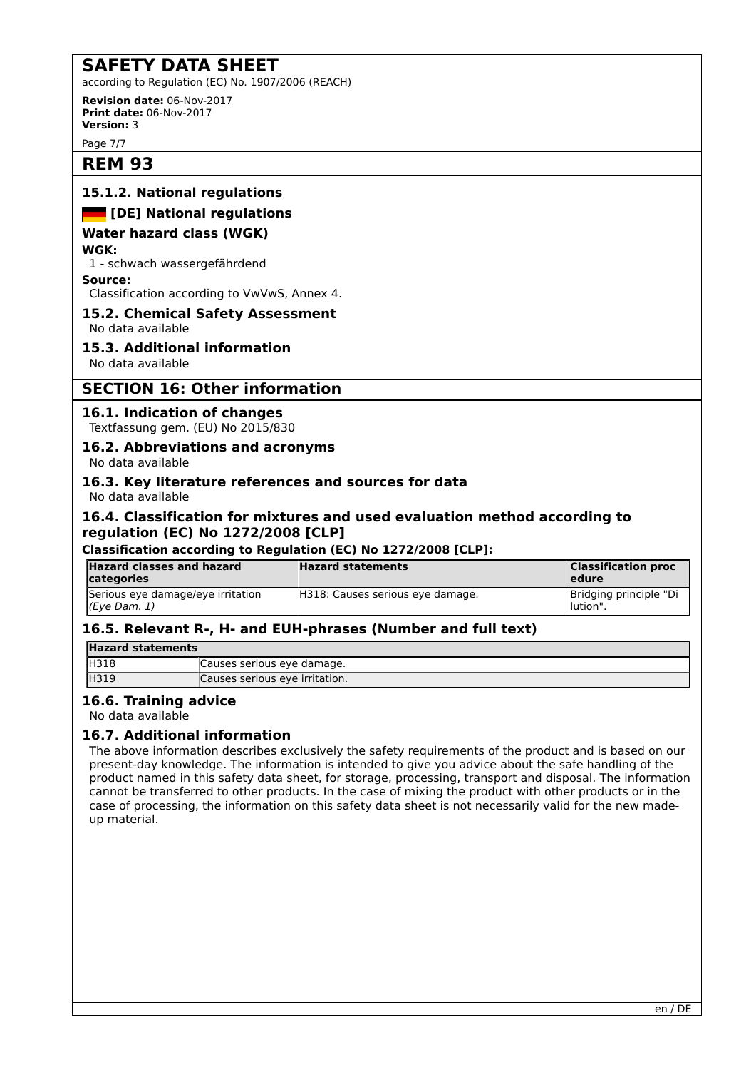# SAFETY DATA SHEET

according to Regulation (EC) No. 1907/2006 (REACH)

**Revision date:** 06-Nov-2017
**Print date:** 06-Nov-2017
**Version:** 3

# REM 93

### 15.1.2. National regulations

### [DE] National regulations

### Water hazard class (WGK)

**WGK:**

1 - schwach wassergefährdend

**Source:**

Classification according to VwVwS, Annex 4.

### 15.2. Chemical Safety Assessment

No data available

### 15.3. Additional information

No data available

## SECTION 16: Other information

### 16.1. Indication of changes

Textfassung gem. (EU) No 2015/830

### 16.2. Abbreviations and acronyms

No data available

### 16.3. Key literature references and sources for data

No data available

### 16.4. Classification for mixtures and used evaluation method according to regulation (EC) No 1272/2008 [CLP]

**Classification according to Regulation (EC) No 1272/2008 [CLP]:**

| Hazard classes and hazard categories | Hazard statements | Classification procedure |
|---|---|---|
| Serious eye damage/eye irritation *(Eye Dam. 1)* | H318: Causes serious eye damage. | Bridging principle "Dilution". |

### 16.5. Relevant R-, H- and EUH-phrases (Number and full text)

| Hazard statements | |
|---|---|
| H318 | Causes serious eye damage. |
| H319 | Causes serious eye irritation. |

### 16.6. Training advice

No data available

### 16.7. Additional information

The above information describes exclusively the safety requirements of the product and is based on our present-day knowledge. The information is intended to give you advice about the safe handling of the product named in this safety data sheet, for storage, processing, transport and disposal. The information cannot be transferred to other products. In the case of mixing the product with other products or in the case of processing, the information on this safety data sheet is not necessarily valid for the new made-up material.